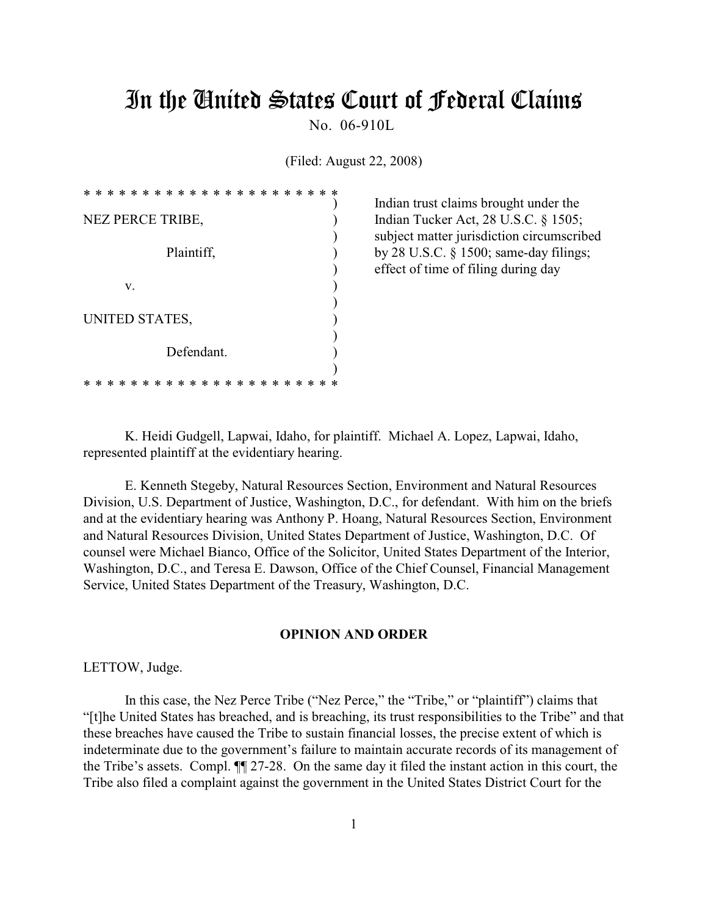# In the United States Court of Federal Claims

No. 06-910L

(Filed: August 22, 2008)

```
* * * * * * * * * * * * * * * * * * * * * *
                                          )
NEZ PERCE TRIBE,                          )
                                          )
              Plaintiff,                  )
                                          )
       v.                                 )
                                          )
UNITED STATES,                            )
                                          )
              Defendant.                  )
                                          )
* * * * * * * * * * * * * * * * * * * * * *
```

Indian trust claims brought under the Indian Tucker Act, 28 U.S.C. § 1505; subject matter jurisdiction circumscribed by 28 U.S.C. § 1500; same-day filings; effect of time of filing during day

K. Heidi Gudgell, Lapwai, Idaho, for plaintiff. Michael A. Lopez, Lapwai, Idaho, represented plaintiff at the evidentiary hearing.

E. Kenneth Stegeby, Natural Resources Section, Environment and Natural Resources Division, U.S. Department of Justice, Washington, D.C., for defendant. With him on the briefs and at the evidentiary hearing was Anthony P. Hoang, Natural Resources Section, Environment and Natural Resources Division, United States Department of Justice, Washington, D.C. Of counsel were Michael Bianco, Office of the Solicitor, United States Department of the Interior, Washington, D.C., and Teresa E. Dawson, Office of the Chief Counsel, Financial Management Service, United States Department of the Treasury, Washington, D.C.

## OPINION AND ORDER

LETTOW, Judge.

In this case, the Nez Perce Tribe ("Nez Perce," the "Tribe," or "plaintiff") claims that "[t]he United States has breached, and is breaching, its trust responsibilities to the Tribe" and that these breaches have caused the Tribe to sustain financial losses, the precise extent of which is indeterminate due to the government's failure to maintain accurate records of its management of the Tribe's assets. Compl. ¶¶ 27-28. On the same day it filed the instant action in this court, the Tribe also filed a complaint against the government in the United States District Court for the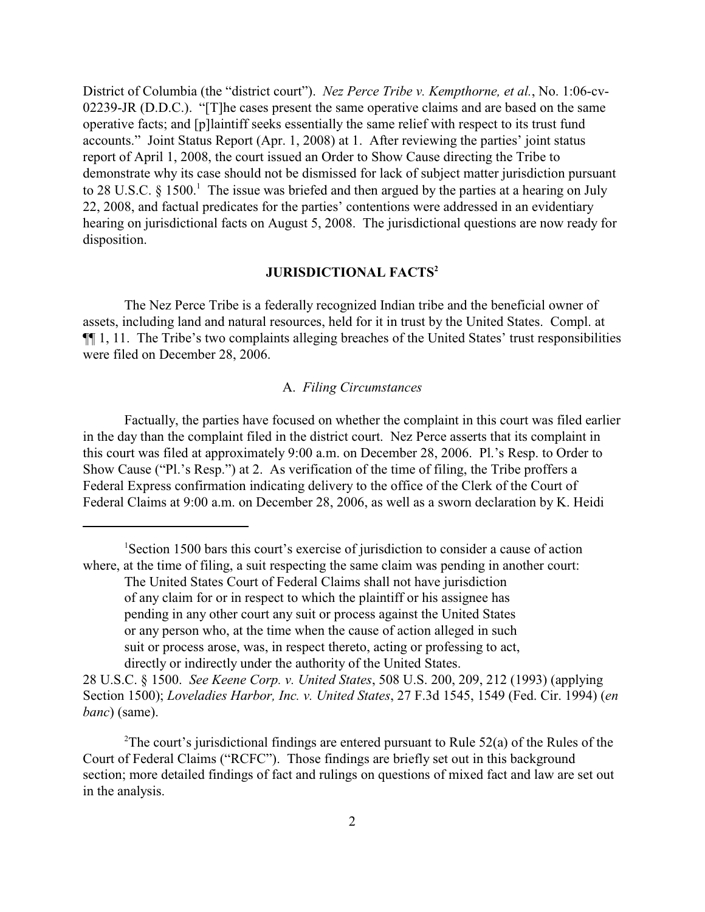District of Columbia (the "district court"). *Nez Perce Tribe v. Kempthorne, et al.*, No. 1:06-cv-02239-JR (D.D.C.). "[T]he cases present the same operative claims and are based on the same operative facts; and [p]laintiff seeks essentially the same relief with respect to its trust fund accounts." Joint Status Report (Apr. 1, 2008) at 1. After reviewing the parties' joint status report of April 1, 2008, the court issued an Order to Show Cause directing the Tribe to demonstrate why its case should not be dismissed for lack of subject matter jurisdiction pursuant to 28 U.S.C. § 1500.[1] The issue was briefed and then argued by the parties at a hearing on July 22, 2008, and factual predicates for the parties' contentions were addressed in an evidentiary hearing on jurisdictional facts on August 5, 2008. The jurisdictional questions are now ready for disposition.

## JURISDICTIONAL FACTS[2]

The Nez Perce Tribe is a federally recognized Indian tribe and the beneficial owner of assets, including land and natural resources, held for it in trust by the United States. Compl. at ¶¶ 1, 11. The Tribe's two complaints alleging breaches of the United States' trust responsibilities were filed on December 28, 2006.

### A. *Filing Circumstances*

Factually, the parties have focused on whether the complaint in this court was filed earlier in the day than the complaint filed in the district court. Nez Perce asserts that its complaint in this court was filed at approximately 9:00 a.m. on December 28, 2006. Pl.'s Resp. to Order to Show Cause ("Pl.'s Resp.") at 2. As verification of the time of filing, the Tribe proffers a Federal Express confirmation indicating delivery to the office of the Clerk of the Court of Federal Claims at 9:00 a.m. on December 28, 2006, as well as a sworn declaration by K. Heidi

---

[1] Section 1500 bars this court's exercise of jurisdiction to consider a cause of action where, at the time of filing, a suit respecting the same claim was pending in another court:

> The United States Court of Federal Claims shall not have jurisdiction of any claim for or in respect to which the plaintiff or his assignee has pending in any other court any suit or process against the United States or any person who, at the time when the cause of action alleged in such suit or process arose, was, in respect thereto, acting or professing to act, directly or indirectly under the authority of the United States.

28 U.S.C. § 1500. *See Keene Corp. v. United States*, 508 U.S. 200, 209, 212 (1993) (applying Section 1500); *Loveladies Harbor, Inc. v. United States*, 27 F.3d 1545, 1549 (Fed. Cir. 1994) (*en banc*) (same).

[2] The court's jurisdictional findings are entered pursuant to Rule 52(a) of the Rules of the Court of Federal Claims ("RCFC"). Those findings are briefly set out in this background section; more detailed findings of fact and rulings on questions of mixed fact and law are set out in the analysis.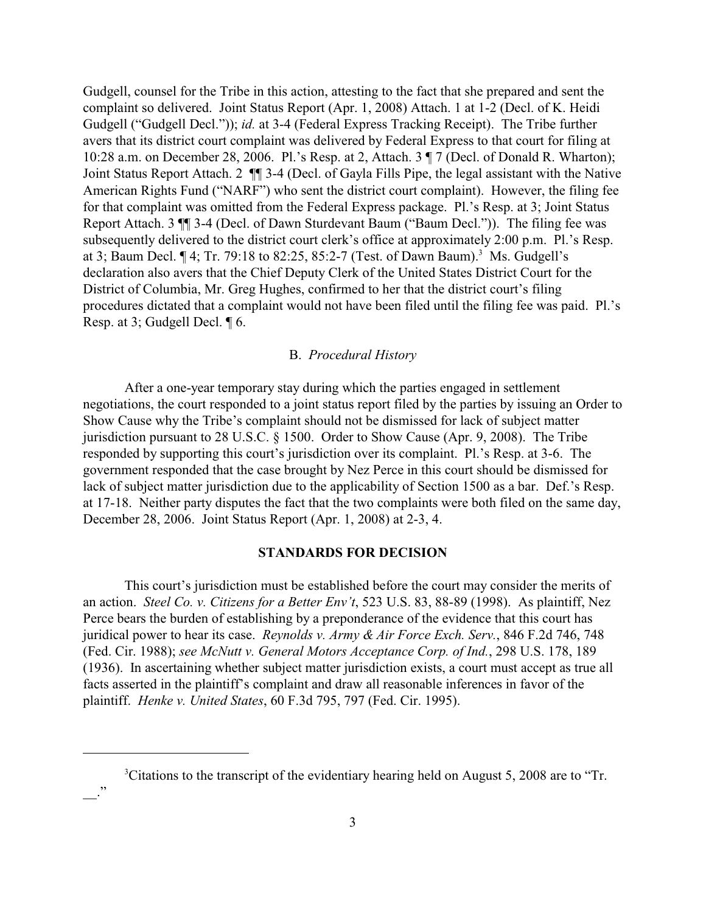Gudgell, counsel for the Tribe in this action, attesting to the fact that she prepared and sent the complaint so delivered. Joint Status Report (Apr. 1, 2008) Attach. 1 at 1-2 (Decl. of K. Heidi Gudgell ("Gudgell Decl.")); *id.* at 3-4 (Federal Express Tracking Receipt). The Tribe further avers that its district court complaint was delivered by Federal Express to that court for filing at 10:28 a.m. on December 28, 2006. Pl.'s Resp. at 2, Attach. 3 ¶ 7 (Decl. of Donald R. Wharton); Joint Status Report Attach. 2 ¶¶ 3-4 (Decl. of Gayla Fills Pipe, the legal assistant with the Native American Rights Fund ("NARF") who sent the district court complaint). However, the filing fee for that complaint was omitted from the Federal Express package. Pl.'s Resp. at 3; Joint Status Report Attach. 3 ¶¶ 3-4 (Decl. of Dawn Sturdevant Baum ("Baum Decl.")). The filing fee was subsequently delivered to the district court clerk's office at approximately 2:00 p.m. Pl.'s Resp. at 3; Baum Decl. ¶ 4; Tr. 79:18 to 82:25, 85:2-7 (Test. of Dawn Baum).[3] Ms. Gudgell's declaration also avers that the Chief Deputy Clerk of the United States District Court for the District of Columbia, Mr. Greg Hughes, confirmed to her that the district court's filing procedures dictated that a complaint would not have been filed until the filing fee was paid. Pl.'s Resp. at 3; Gudgell Decl. ¶ 6.

### B. *Procedural History*

After a one-year temporary stay during which the parties engaged in settlement negotiations, the court responded to a joint status report filed by the parties by issuing an Order to Show Cause why the Tribe's complaint should not be dismissed for lack of subject matter jurisdiction pursuant to 28 U.S.C. § 1500. Order to Show Cause (Apr. 9, 2008). The Tribe responded by supporting this court's jurisdiction over its complaint. Pl.'s Resp. at 3-6. The government responded that the case brought by Nez Perce in this court should be dismissed for lack of subject matter jurisdiction due to the applicability of Section 1500 as a bar. Def.'s Resp. at 17-18. Neither party disputes the fact that the two complaints were both filed on the same day, December 28, 2006. Joint Status Report (Apr. 1, 2008) at 2-3, 4.

## STANDARDS FOR DECISION

This court's jurisdiction must be established before the court may consider the merits of an action. *Steel Co. v. Citizens for a Better Env't*, 523 U.S. 83, 88-89 (1998). As plaintiff, Nez Perce bears the burden of establishing by a preponderance of the evidence that this court has juridical power to hear its case. *Reynolds v. Army & Air Force Exch. Serv.*, 846 F.2d 746, 748 (Fed. Cir. 1988); *see McNutt v. General Motors Acceptance Corp. of Ind.*, 298 U.S. 178, 189 (1936). In ascertaining whether subject matter jurisdiction exists, a court must accept as true all facts asserted in the plaintiff's complaint and draw all reasonable inferences in favor of the plaintiff. *Henke v. United States*, 60 F.3d 795, 797 (Fed. Cir. 1995).

---

[3] Citations to the transcript of the evidentiary hearing held on August 5, 2008 are to "Tr. __."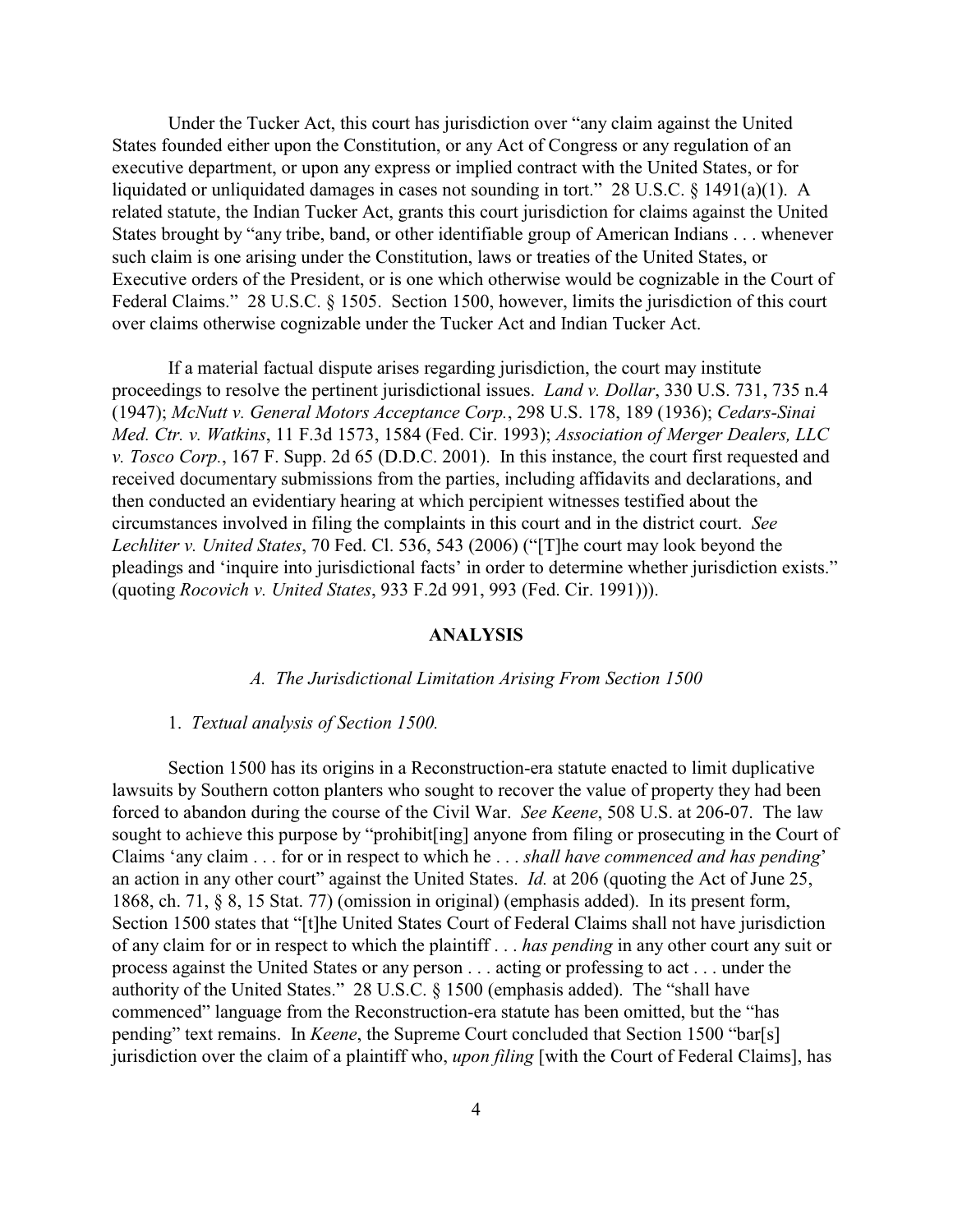Under the Tucker Act, this court has jurisdiction over "any claim against the United States founded either upon the Constitution, or any Act of Congress or any regulation of an executive department, or upon any express or implied contract with the United States, or for liquidated or unliquidated damages in cases not sounding in tort." 28 U.S.C. § 1491(a)(1). A related statute, the Indian Tucker Act, grants this court jurisdiction for claims against the United States brought by "any tribe, band, or other identifiable group of American Indians . . . whenever such claim is one arising under the Constitution, laws or treaties of the United States, or Executive orders of the President, or is one which otherwise would be cognizable in the Court of Federal Claims." 28 U.S.C. § 1505. Section 1500, however, limits the jurisdiction of this court over claims otherwise cognizable under the Tucker Act and Indian Tucker Act.

If a material factual dispute arises regarding jurisdiction, the court may institute proceedings to resolve the pertinent jurisdictional issues. *Land v. Dollar*, 330 U.S. 731, 735 n.4 (1947); *McNutt v. General Motors Acceptance Corp.*, 298 U.S. 178, 189 (1936); *Cedars-Sinai Med. Ctr. v. Watkins*, 11 F.3d 1573, 1584 (Fed. Cir. 1993); *Association of Merger Dealers, LLC v. Tosco Corp.*, 167 F. Supp. 2d 65 (D.D.C. 2001). In this instance, the court first requested and received documentary submissions from the parties, including affidavits and declarations, and then conducted an evidentiary hearing at which percipient witnesses testified about the circumstances involved in filing the complaints in this court and in the district court. *See Lechliter v. United States*, 70 Fed. Cl. 536, 543 (2006) ("[T]he court may look beyond the pleadings and 'inquire into jurisdictional facts' in order to determine whether jurisdiction exists." (quoting *Rocovich v. United States*, 933 F.2d 991, 993 (Fed. Cir. 1991))).

## ANALYSIS

### *A. The Jurisdictional Limitation Arising From Section 1500*

1. *Textual analysis of Section 1500.*

Section 1500 has its origins in a Reconstruction-era statute enacted to limit duplicative lawsuits by Southern cotton planters who sought to recover the value of property they had been forced to abandon during the course of the Civil War. *See Keene*, 508 U.S. at 206-07. The law sought to achieve this purpose by "prohibit[ing] anyone from filing or prosecuting in the Court of Claims 'any claim . . . for or in respect to which he . . . *shall have commenced and has pending*' an action in any other court" against the United States. *Id.* at 206 (quoting the Act of June 25, 1868, ch. 71, § 8, 15 Stat. 77) (omission in original) (emphasis added). In its present form, Section 1500 states that "[t]he United States Court of Federal Claims shall not have jurisdiction of any claim for or in respect to which the plaintiff . . . *has pending* in any other court any suit or process against the United States or any person . . . acting or professing to act . . . under the authority of the United States." 28 U.S.C. § 1500 (emphasis added). The "shall have commenced" language from the Reconstruction-era statute has been omitted, but the "has pending" text remains. In *Keene*, the Supreme Court concluded that Section 1500 "bar[s] jurisdiction over the claim of a plaintiff who, *upon filing* [with the Court of Federal Claims], has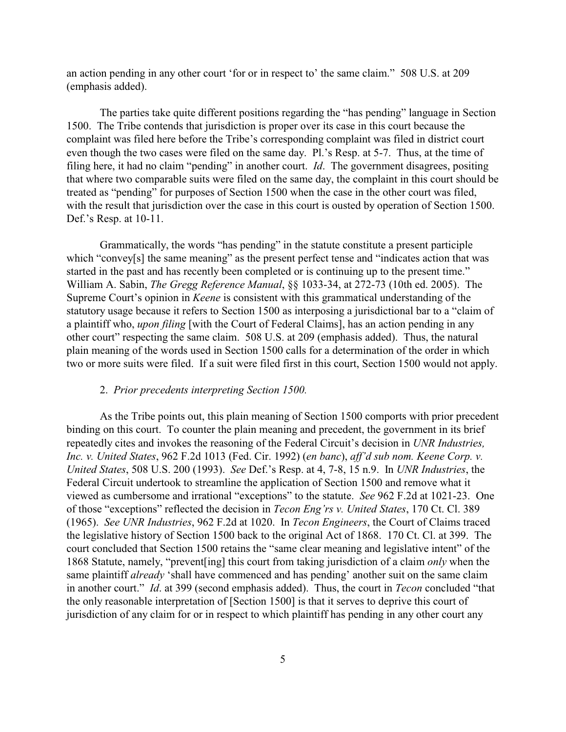an action pending in any other court 'for or in respect to' the same claim." 508 U.S. at 209 (emphasis added).

The parties take quite different positions regarding the "has pending" language in Section 1500. The Tribe contends that jurisdiction is proper over its case in this court because the complaint was filed here before the Tribe's corresponding complaint was filed in district court even though the two cases were filed on the same day. Pl.'s Resp. at 5-7. Thus, at the time of filing here, it had no claim "pending" in another court. *Id*. The government disagrees, positing that where two comparable suits were filed on the same day, the complaint in this court should be treated as "pending" for purposes of Section 1500 when the case in the other court was filed, with the result that jurisdiction over the case in this court is ousted by operation of Section 1500. Def.'s Resp. at 10-11.

Grammatically, the words "has pending" in the statute constitute a present participle which "convey[s] the same meaning" as the present perfect tense and "indicates action that was started in the past and has recently been completed or is continuing up to the present time." William A. Sabin, *The Gregg Reference Manual*, §§ 1033-34, at 272-73 (10th ed. 2005). The Supreme Court's opinion in *Keene* is consistent with this grammatical understanding of the statutory usage because it refers to Section 1500 as interposing a jurisdictional bar to a "claim of a plaintiff who, *upon filing* [with the Court of Federal Claims], has an action pending in any other court" respecting the same claim. 508 U.S. at 209 (emphasis added). Thus, the natural plain meaning of the words used in Section 1500 calls for a determination of the order in which two or more suits were filed. If a suit were filed first in this court, Section 1500 would not apply.

2. *Prior precedents interpreting Section 1500.*

As the Tribe points out, this plain meaning of Section 1500 comports with prior precedent binding on this court. To counter the plain meaning and precedent, the government in its brief repeatedly cites and invokes the reasoning of the Federal Circuit's decision in *UNR Industries, Inc. v. United States*, 962 F.2d 1013 (Fed. Cir. 1992) (*en banc*), *aff'd sub nom. Keene Corp. v. United States*, 508 U.S. 200 (1993). *See* Def.'s Resp. at 4, 7-8, 15 n.9. In *UNR Industries*, the Federal Circuit undertook to streamline the application of Section 1500 and remove what it viewed as cumbersome and irrational "exceptions" to the statute. *See* 962 F.2d at 1021-23. One of those "exceptions" reflected the decision in *Tecon Eng'rs v. United States*, 170 Ct. Cl. 389 (1965). *See UNR Industries*, 962 F.2d at 1020. In *Tecon Engineers*, the Court of Claims traced the legislative history of Section 1500 back to the original Act of 1868. 170 Ct. Cl. at 399. The court concluded that Section 1500 retains the "same clear meaning and legislative intent" of the 1868 Statute, namely, "prevent[ing] this court from taking jurisdiction of a claim *only* when the same plaintiff *already* 'shall have commenced and has pending' another suit on the same claim in another court." *Id*. at 399 (second emphasis added). Thus, the court in *Tecon* concluded "that the only reasonable interpretation of [Section 1500] is that it serves to deprive this court of jurisdiction of any claim for or in respect to which plaintiff has pending in any other court any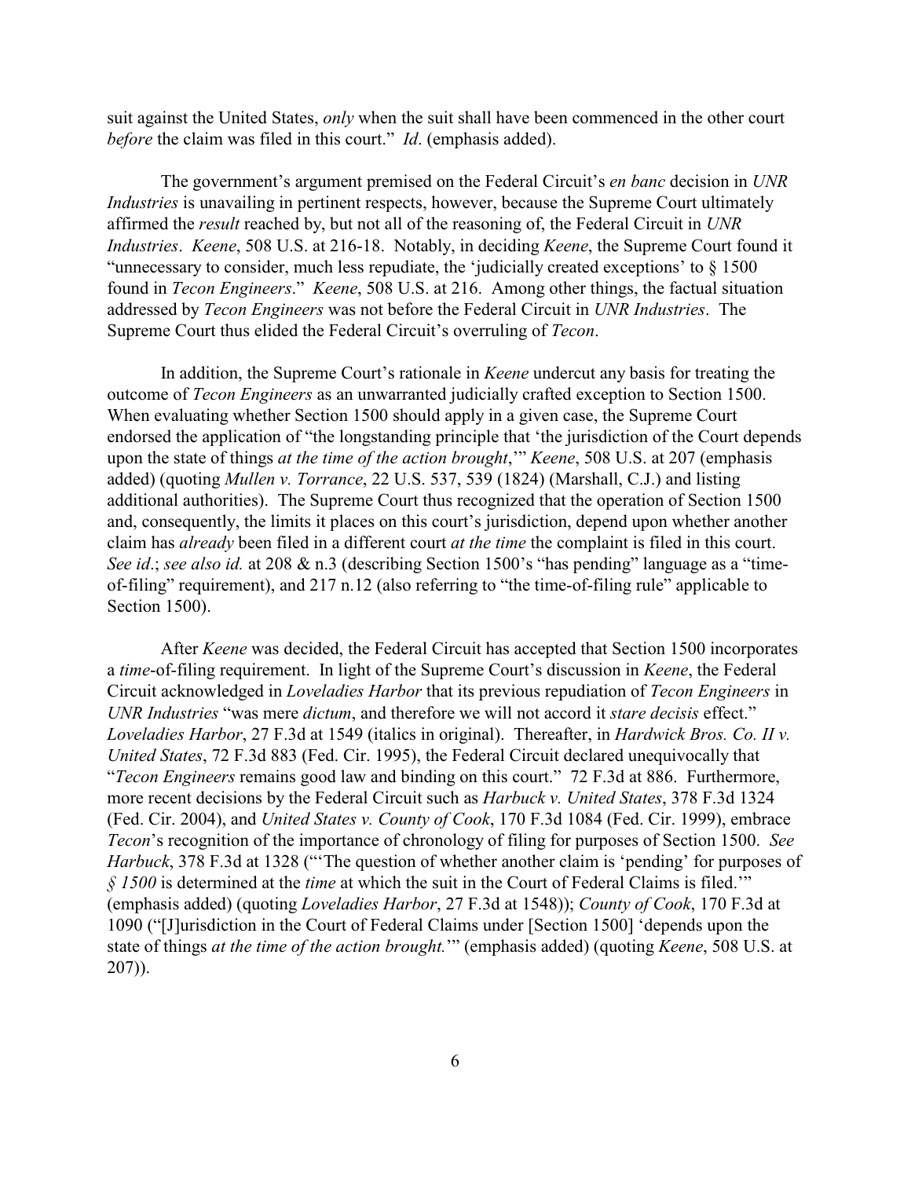suit against the United States, *only* when the suit shall have been commenced in the other court *before* the claim was filed in this court." *Id*. (emphasis added).

The government's argument premised on the Federal Circuit's *en banc* decision in *UNR Industries* is unavailing in pertinent respects, however, because the Supreme Court ultimately affirmed the *result* reached by, but not all of the reasoning of, the Federal Circuit in *UNR Industries*. *Keene*, 508 U.S. at 216-18. Notably, in deciding *Keene*, the Supreme Court found it "unnecessary to consider, much less repudiate, the 'judicially created exceptions' to § 1500 found in *Tecon Engineers*." *Keene*, 508 U.S. at 216. Among other things, the factual situation addressed by *Tecon Engineers* was not before the Federal Circuit in *UNR Industries*. The Supreme Court thus elided the Federal Circuit's overruling of *Tecon*.

In addition, the Supreme Court's rationale in *Keene* undercut any basis for treating the outcome of *Tecon Engineers* as an unwarranted judicially crafted exception to Section 1500. When evaluating whether Section 1500 should apply in a given case, the Supreme Court endorsed the application of "the longstanding principle that 'the jurisdiction of the Court depends upon the state of things *at the time of the action brought*,'" *Keene*, 508 U.S. at 207 (emphasis added) (quoting *Mullen v. Torrance*, 22 U.S. 537, 539 (1824) (Marshall, C.J.) and listing additional authorities). The Supreme Court thus recognized that the operation of Section 1500 and, consequently, the limits it places on this court's jurisdiction, depend upon whether another claim has *already* been filed in a different court *at the time* the complaint is filed in this court. *See id*.; *see also id.* at 208 & n.3 (describing Section 1500's "has pending" language as a "time-of-filing" requirement), and 217 n.12 (also referring to "the time-of-filing rule" applicable to Section 1500).

After *Keene* was decided, the Federal Circuit has accepted that Section 1500 incorporates a *time*-of-filing requirement. In light of the Supreme Court's discussion in *Keene*, the Federal Circuit acknowledged in *Loveladies Harbor* that its previous repudiation of *Tecon Engineers* in *UNR Industries* "was mere *dictum*, and therefore we will not accord it *stare decisis* effect." *Loveladies Harbor*, 27 F.3d at 1549 (italics in original). Thereafter, in *Hardwick Bros. Co. II v. United States*, 72 F.3d 883 (Fed. Cir. 1995), the Federal Circuit declared unequivocally that "*Tecon Engineers* remains good law and binding on this court." 72 F.3d at 886. Furthermore, more recent decisions by the Federal Circuit such as *Harbuck v. United States*, 378 F.3d 1324 (Fed. Cir. 2004), and *United States v. County of Cook*, 170 F.3d 1084 (Fed. Cir. 1999), embrace *Tecon*'s recognition of the importance of chronology of filing for purposes of Section 1500. *See Harbuck*, 378 F.3d at 1328 ("'The question of whether another claim is 'pending' for purposes of *§ 1500* is determined at the *time* at which the suit in the Court of Federal Claims is filed.'" (emphasis added) (quoting *Loveladies Harbor*, 27 F.3d at 1548)); *County of Cook*, 170 F.3d at 1090 ("[J]urisdiction in the Court of Federal Claims under [Section 1500] 'depends upon the state of things *at the time of the action brought.*'" (emphasis added) (quoting *Keene*, 508 U.S. at 207)).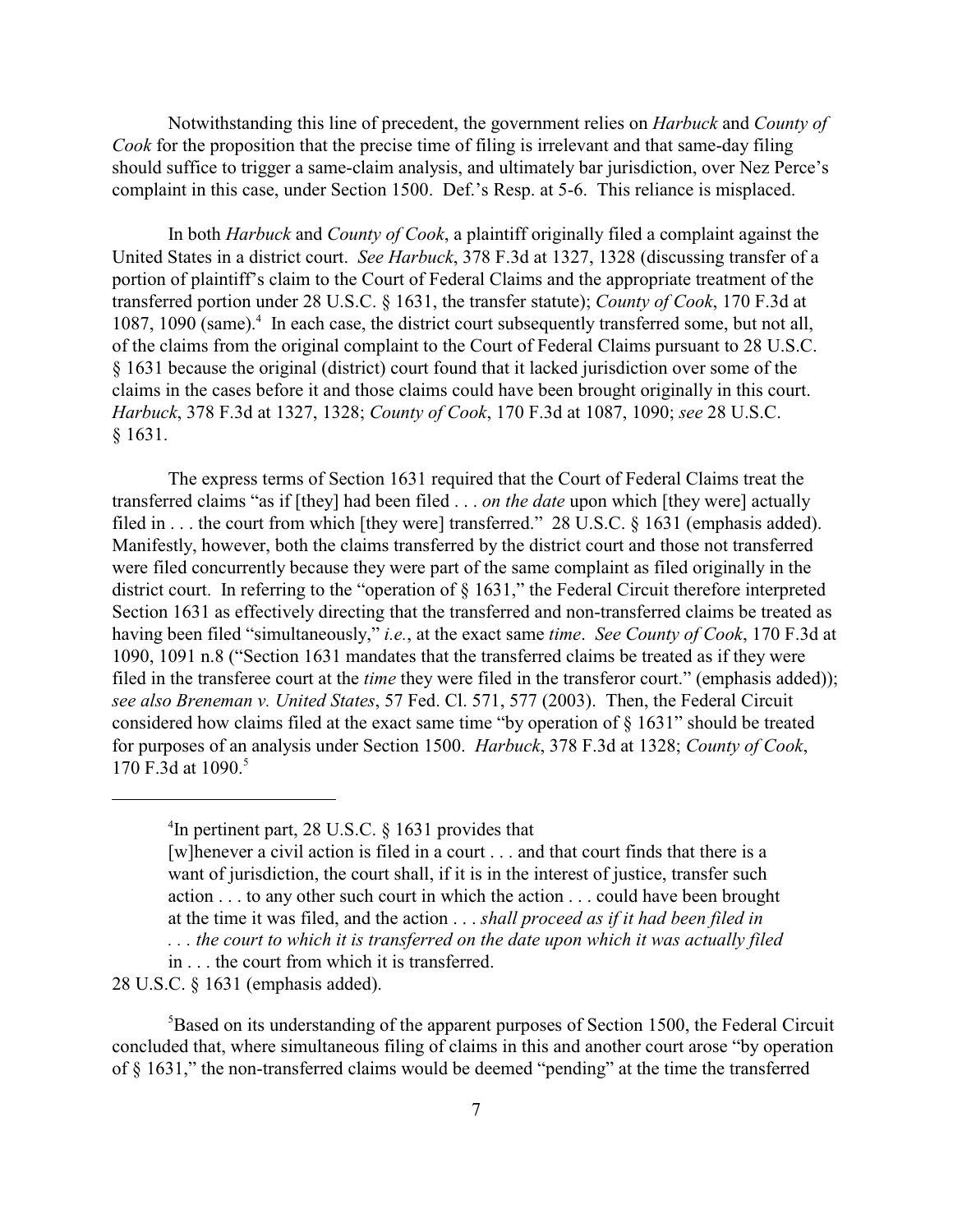Notwithstanding this line of precedent, the government relies on *Harbuck* and *County of Cook* for the proposition that the precise time of filing is irrelevant and that same-day filing should suffice to trigger a same-claim analysis, and ultimately bar jurisdiction, over Nez Perce's complaint in this case, under Section 1500. Def.'s Resp. at 5-6. This reliance is misplaced.

In both *Harbuck* and *County of Cook*, a plaintiff originally filed a complaint against the United States in a district court. *See Harbuck*, 378 F.3d at 1327, 1328 (discussing transfer of a portion of plaintiff's claim to the Court of Federal Claims and the appropriate treatment of the transferred portion under 28 U.S.C. § 1631, the transfer statute); *County of Cook*, 170 F.3d at 1087, 1090 (same).[4] In each case, the district court subsequently transferred some, but not all, of the claims from the original complaint to the Court of Federal Claims pursuant to 28 U.S.C. § 1631 because the original (district) court found that it lacked jurisdiction over some of the claims in the cases before it and those claims could have been brought originally in this court. *Harbuck*, 378 F.3d at 1327, 1328; *County of Cook*, 170 F.3d at 1087, 1090; *see* 28 U.S.C. § 1631.

The express terms of Section 1631 required that the Court of Federal Claims treat the transferred claims "as if [they] had been filed . . . *on the date* upon which [they were] actually filed in . . . the court from which [they were] transferred." 28 U.S.C. § 1631 (emphasis added). Manifestly, however, both the claims transferred by the district court and those not transferred were filed concurrently because they were part of the same complaint as filed originally in the district court. In referring to the "operation of § 1631," the Federal Circuit therefore interpreted Section 1631 as effectively directing that the transferred and non-transferred claims be treated as having been filed "simultaneously," *i.e.*, at the exact same *time*. *See County of Cook*, 170 F.3d at 1090, 1091 n.8 ("Section 1631 mandates that the transferred claims be treated as if they were filed in the transferee court at the *time* they were filed in the transferor court." (emphasis added)); *see also Breneman v. United States*, 57 Fed. Cl. 571, 577 (2003). Then, the Federal Circuit considered how claims filed at the exact same time "by operation of § 1631" should be treated for purposes of an analysis under Section 1500. *Harbuck*, 378 F.3d at 1328; *County of Cook*, 170 F.3d at 1090.[5]

---

[4]In pertinent part, 28 U.S.C. § 1631 provides that

> [w]henever a civil action is filed in a court . . . and that court finds that there is a want of jurisdiction, the court shall, if it is in the interest of justice, transfer such action . . . to any other such court in which the action . . . could have been brought at the time it was filed, and the action . . . *shall proceed as if it had been filed in . . . the court to which it is transferred on the date upon which it was actually filed* in . . . the court from which it is transferred.

28 U.S.C. § 1631 (emphasis added).

[5]Based on its understanding of the apparent purposes of Section 1500, the Federal Circuit concluded that, where simultaneous filing of claims in this and another court arose "by operation of § 1631," the non-transferred claims would be deemed "pending" at the time the transferred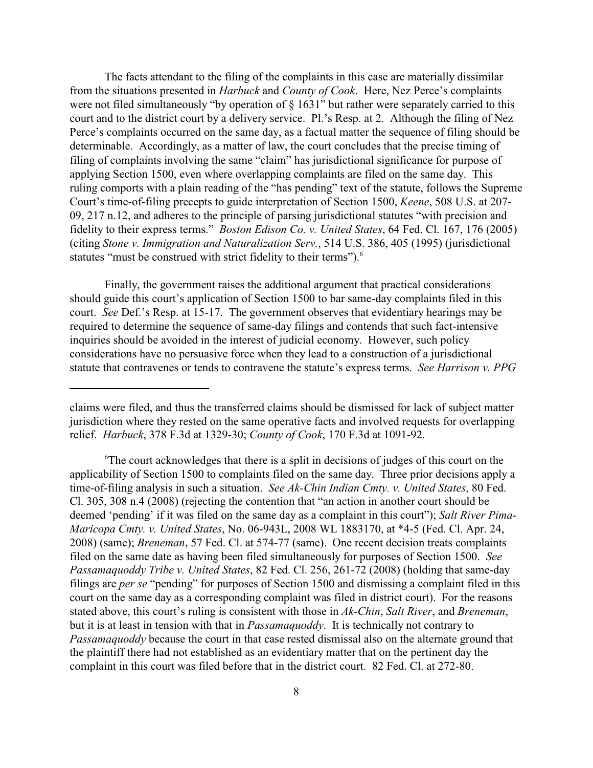The facts attendant to the filing of the complaints in this case are materially dissimilar from the situations presented in *Harbuck* and *County of Cook*. Here, Nez Perce's complaints were not filed simultaneously "by operation of § 1631" but rather were separately carried to this court and to the district court by a delivery service. Pl.'s Resp. at 2. Although the filing of Nez Perce's complaints occurred on the same day, as a factual matter the sequence of filing should be determinable. Accordingly, as a matter of law, the court concludes that the precise timing of filing of complaints involving the same "claim" has jurisdictional significance for purpose of applying Section 1500, even where overlapping complaints are filed on the same day. This ruling comports with a plain reading of the "has pending" text of the statute, follows the Supreme Court's time-of-filing precepts to guide interpretation of Section 1500, *Keene*, 508 U.S. at 207-09, 217 n.12, and adheres to the principle of parsing jurisdictional statutes "with precision and fidelity to their express terms." *Boston Edison Co. v. United States*, 64 Fed. Cl. 167, 176 (2005) (citing *Stone v. Immigration and Naturalization Serv.*, 514 U.S. 386, 405 (1995) (jurisdictional statutes "must be construed with strict fidelity to their terms").[6]

Finally, the government raises the additional argument that practical considerations should guide this court's application of Section 1500 to bar same-day complaints filed in this court. *See* Def.'s Resp. at 15-17. The government observes that evidentiary hearings may be required to determine the sequence of same-day filings and contends that such fact-intensive inquiries should be avoided in the interest of judicial economy. However, such policy considerations have no persuasive force when they lead to a construction of a jurisdictional statute that contravenes or tends to contravene the statute's express terms. *See Harrison v. PPG*

---

claims were filed, and thus the transferred claims should be dismissed for lack of subject matter jurisdiction where they rested on the same operative facts and involved requests for overlapping relief. *Harbuck*, 378 F.3d at 1329-30; *County of Cook*, 170 F.3d at 1091-92.

[6]The court acknowledges that there is a split in decisions of judges of this court on the applicability of Section 1500 to complaints filed on the same day. Three prior decisions apply a time-of-filing analysis in such a situation. *See Ak-Chin Indian Cmty. v. United States*, 80 Fed. Cl. 305, 308 n.4 (2008) (rejecting the contention that "an action in another court should be deemed 'pending' if it was filed on the same day as a complaint in this court"); *Salt River Pima-Maricopa Cmty. v. United States*, No. 06-943L, 2008 WL 1883170, at *4-5 (Fed. Cl. Apr. 24, 2008) (same); *Breneman*, 57 Fed. Cl. at 574-77 (same). One recent decision treats complaints filed on the same date as having been filed simultaneously for purposes of Section 1500. *See Passamaquoddy Tribe v. United States*, 82 Fed. Cl. 256, 261-72 (2008) (holding that same-day filings are *per se* "pending" for purposes of Section 1500 and dismissing a complaint filed in this court on the same day as a corresponding complaint was filed in district court). For the reasons stated above, this court's ruling is consistent with those in *Ak-Chin*, *Salt River*, and *Breneman*, but it is at least in tension with that in *Passamaquoddy*. It is technically not contrary to *Passamaquoddy* because the court in that case rested dismissal also on the alternate ground that the plaintiff there had not established as an evidentiary matter that on the pertinent day the complaint in this court was filed before that in the district court. 82 Fed. Cl. at 272-80.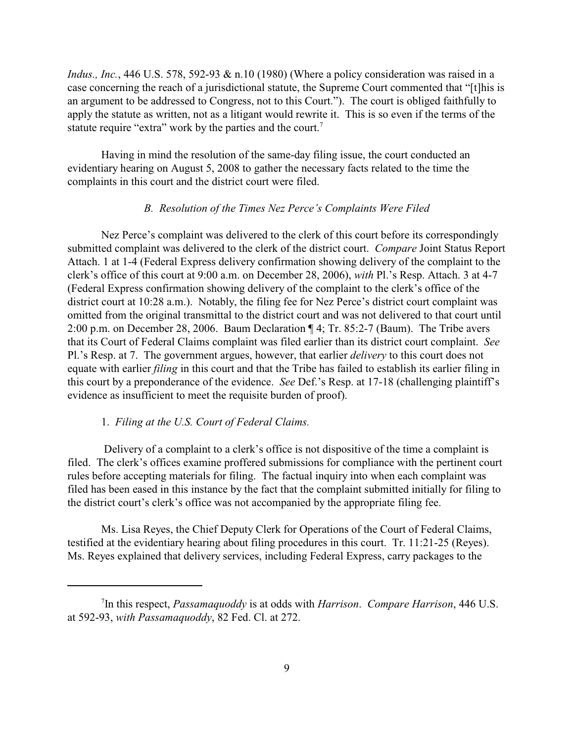*Indus., Inc.*, 446 U.S. 578, 592-93 & n.10 (1980) (Where a policy consideration was raised in a case concerning the reach of a jurisdictional statute, the Supreme Court commented that "[t]his is an argument to be addressed to Congress, not to this Court."). The court is obliged faithfully to apply the statute as written, not as a litigant would rewrite it. This is so even if the terms of the statute require "extra" work by the parties and the court.[7]

Having in mind the resolution of the same-day filing issue, the court conducted an evidentiary hearing on August 5, 2008 to gather the necessary facts related to the time the complaints in this court and the district court were filed.

### *B. Resolution of the Times Nez Perce's Complaints Were Filed*

Nez Perce's complaint was delivered to the clerk of this court before its correspondingly submitted complaint was delivered to the clerk of the district court. *Compare* Joint Status Report Attach. 1 at 1-4 (Federal Express delivery confirmation showing delivery of the complaint to the clerk's office of this court at 9:00 a.m. on December 28, 2006), *with* Pl.'s Resp. Attach. 3 at 4-7 (Federal Express confirmation showing delivery of the complaint to the clerk's office of the district court at 10:28 a.m.). Notably, the filing fee for Nez Perce's district court complaint was omitted from the original transmittal to the district court and was not delivered to that court until 2:00 p.m. on December 28, 2006. Baum Declaration ¶ 4; Tr. 85:2-7 (Baum). The Tribe avers that its Court of Federal Claims complaint was filed earlier than its district court complaint. *See* Pl.'s Resp. at 7. The government argues, however, that earlier *delivery* to this court does not equate with earlier *filing* in this court and that the Tribe has failed to establish its earlier filing in this court by a preponderance of the evidence. *See* Def.'s Resp. at 17-18 (challenging plaintiff's evidence as insufficient to meet the requisite burden of proof).

#### 1. *Filing at the U.S. Court of Federal Claims.*

Delivery of a complaint to a clerk's office is not dispositive of the time a complaint is filed. The clerk's offices examine proffered submissions for compliance with the pertinent court rules before accepting materials for filing. The factual inquiry into when each complaint was filed has been eased in this instance by the fact that the complaint submitted initially for filing to the district court's clerk's office was not accompanied by the appropriate filing fee.

Ms. Lisa Reyes, the Chief Deputy Clerk for Operations of the Court of Federal Claims, testified at the evidentiary hearing about filing procedures in this court. Tr. 11:21-25 (Reyes). Ms. Reyes explained that delivery services, including Federal Express, carry packages to the

---

[7] In this respect, *Passamaquoddy* is at odds with *Harrison*. *Compare Harrison*, 446 U.S. at 592-93, *with Passamaquoddy*, 82 Fed. Cl. at 272.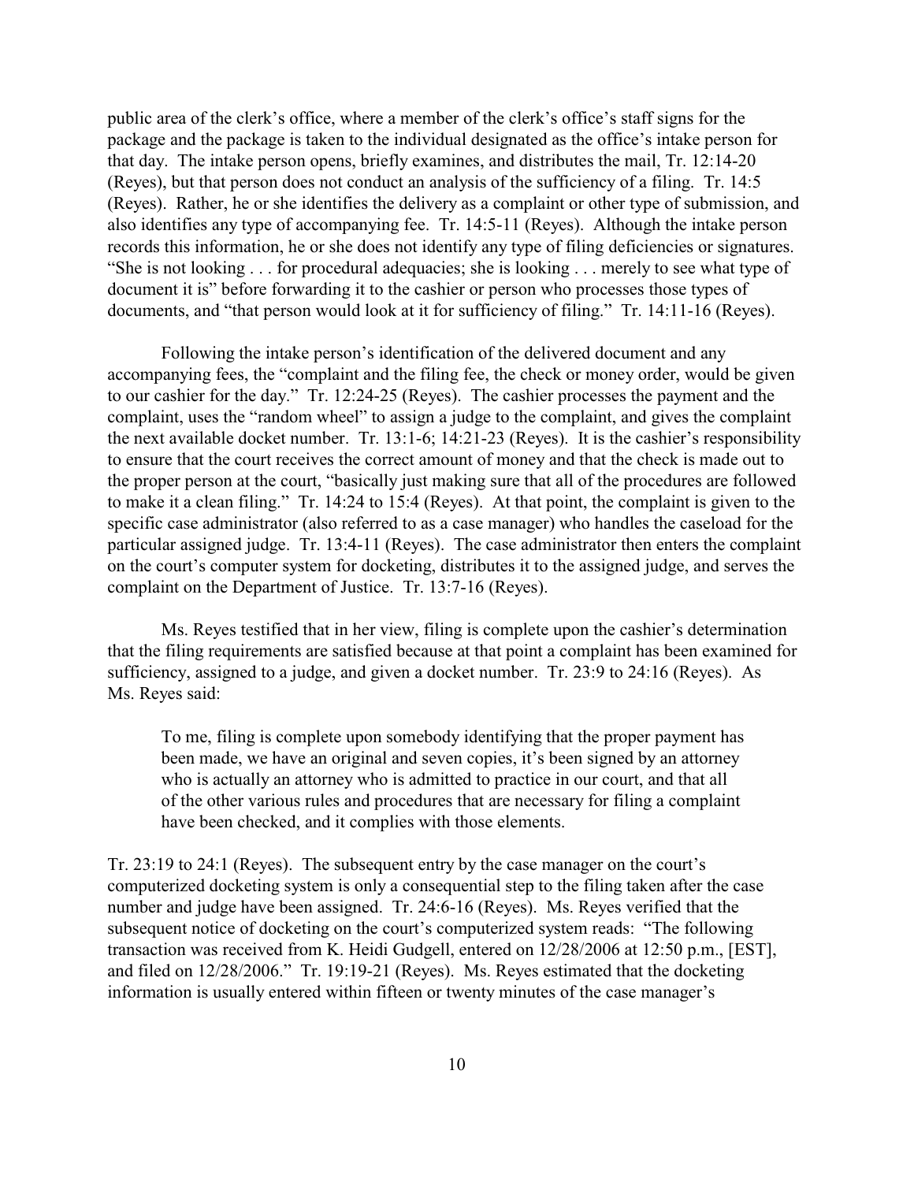public area of the clerk's office, where a member of the clerk's office's staff signs for the package and the package is taken to the individual designated as the office's intake person for that day. The intake person opens, briefly examines, and distributes the mail, Tr. 12:14-20 (Reyes), but that person does not conduct an analysis of the sufficiency of a filing. Tr. 14:5 (Reyes). Rather, he or she identifies the delivery as a complaint or other type of submission, and also identifies any type of accompanying fee. Tr. 14:5-11 (Reyes). Although the intake person records this information, he or she does not identify any type of filing deficiencies or signatures. "She is not looking . . . for procedural adequacies; she is looking . . . merely to see what type of document it is" before forwarding it to the cashier or person who processes those types of documents, and "that person would look at it for sufficiency of filing." Tr. 14:11-16 (Reyes).

Following the intake person's identification of the delivered document and any accompanying fees, the "complaint and the filing fee, the check or money order, would be given to our cashier for the day." Tr. 12:24-25 (Reyes). The cashier processes the payment and the complaint, uses the "random wheel" to assign a judge to the complaint, and gives the complaint the next available docket number. Tr. 13:1-6; 14:21-23 (Reyes). It is the cashier's responsibility to ensure that the court receives the correct amount of money and that the check is made out to the proper person at the court, "basically just making sure that all of the procedures are followed to make it a clean filing." Tr. 14:24 to 15:4 (Reyes). At that point, the complaint is given to the specific case administrator (also referred to as a case manager) who handles the caseload for the particular assigned judge. Tr. 13:4-11 (Reyes). The case administrator then enters the complaint on the court's computer system for docketing, distributes it to the assigned judge, and serves the complaint on the Department of Justice. Tr. 13:7-16 (Reyes).

Ms. Reyes testified that in her view, filing is complete upon the cashier's determination that the filing requirements are satisfied because at that point a complaint has been examined for sufficiency, assigned to a judge, and given a docket number. Tr. 23:9 to 24:16 (Reyes). As Ms. Reyes said:

> To me, filing is complete upon somebody identifying that the proper payment has been made, we have an original and seven copies, it's been signed by an attorney who is actually an attorney who is admitted to practice in our court, and that all of the other various rules and procedures that are necessary for filing a complaint have been checked, and it complies with those elements.

Tr. 23:19 to 24:1 (Reyes). The subsequent entry by the case manager on the court's computerized docketing system is only a consequential step to the filing taken after the case number and judge have been assigned. Tr. 24:6-16 (Reyes). Ms. Reyes verified that the subsequent notice of docketing on the court's computerized system reads: "The following transaction was received from K. Heidi Gudgell, entered on 12/28/2006 at 12:50 p.m., [EST], and filed on 12/28/2006." Tr. 19:19-21 (Reyes). Ms. Reyes estimated that the docketing information is usually entered within fifteen or twenty minutes of the case manager's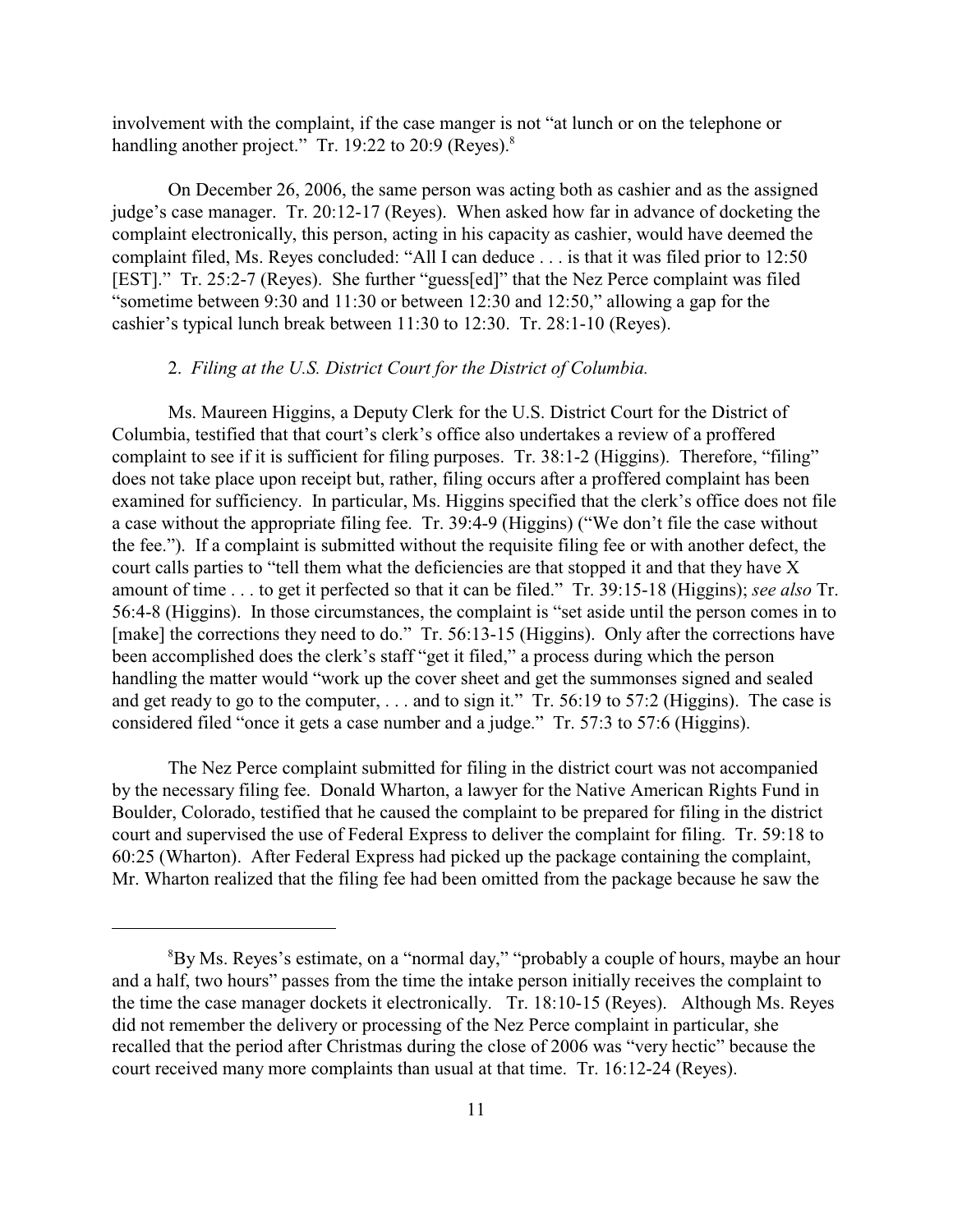involvement with the complaint, if the case manger is not "at lunch or on the telephone or handling another project." Tr. 19:22 to 20:9 (Reyes).[8]

On December 26, 2006, the same person was acting both as cashier and as the assigned judge's case manager. Tr. 20:12-17 (Reyes). When asked how far in advance of docketing the complaint electronically, this person, acting in his capacity as cashier, would have deemed the complaint filed, Ms. Reyes concluded: "All I can deduce . . . is that it was filed prior to 12:50 [EST]." Tr. 25:2-7 (Reyes). She further "guess[ed]" that the Nez Perce complaint was filed "sometime between 9:30 and 11:30 or between 12:30 and 12:50," allowing a gap for the cashier's typical lunch break between 11:30 to 12:30. Tr. 28:1-10 (Reyes).

2. *Filing at the U.S. District Court for the District of Columbia.*

Ms. Maureen Higgins, a Deputy Clerk for the U.S. District Court for the District of Columbia, testified that that court's clerk's office also undertakes a review of a proffered complaint to see if it is sufficient for filing purposes. Tr. 38:1-2 (Higgins). Therefore, "filing" does not take place upon receipt but, rather, filing occurs after a proffered complaint has been examined for sufficiency. In particular, Ms. Higgins specified that the clerk's office does not file a case without the appropriate filing fee. Tr. 39:4-9 (Higgins) ("We don't file the case without the fee."). If a complaint is submitted without the requisite filing fee or with another defect, the court calls parties to "tell them what the deficiencies are that stopped it and that they have X amount of time . . . to get it perfected so that it can be filed." Tr. 39:15-18 (Higgins); *see also* Tr. 56:4-8 (Higgins). In those circumstances, the complaint is "set aside until the person comes in to [make] the corrections they need to do." Tr. 56:13-15 (Higgins). Only after the corrections have been accomplished does the clerk's staff "get it filed," a process during which the person handling the matter would "work up the cover sheet and get the summonses signed and sealed and get ready to go to the computer, . . . and to sign it." Tr. 56:19 to 57:2 (Higgins). The case is considered filed "once it gets a case number and a judge." Tr. 57:3 to 57:6 (Higgins).

The Nez Perce complaint submitted for filing in the district court was not accompanied by the necessary filing fee. Donald Wharton, a lawyer for the Native American Rights Fund in Boulder, Colorado, testified that he caused the complaint to be prepared for filing in the district court and supervised the use of Federal Express to deliver the complaint for filing. Tr. 59:18 to 60:25 (Wharton). After Federal Express had picked up the package containing the complaint, Mr. Wharton realized that the filing fee had been omitted from the package because he saw the

---

[8]By Ms. Reyes's estimate, on a "normal day," "probably a couple of hours, maybe an hour and a half, two hours" passes from the time the intake person initially receives the complaint to the time the case manager dockets it electronically. Tr. 18:10-15 (Reyes). Although Ms. Reyes did not remember the delivery or processing of the Nez Perce complaint in particular, she recalled that the period after Christmas during the close of 2006 was "very hectic" because the court received many more complaints than usual at that time. Tr. 16:12-24 (Reyes).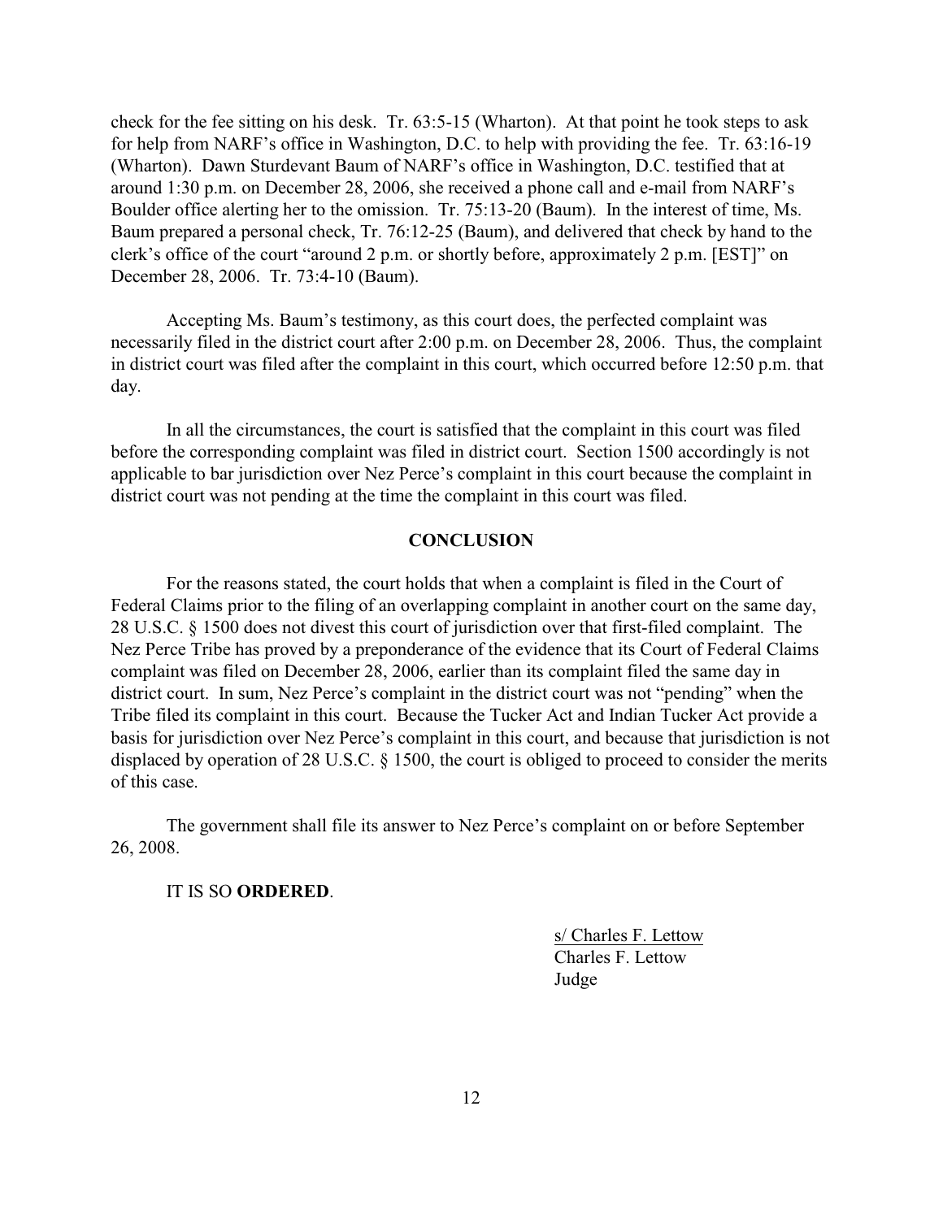check for the fee sitting on his desk. Tr. 63:5-15 (Wharton). At that point he took steps to ask for help from NARF's office in Washington, D.C. to help with providing the fee. Tr. 63:16-19 (Wharton). Dawn Sturdevant Baum of NARF's office in Washington, D.C. testified that at around 1:30 p.m. on December 28, 2006, she received a phone call and e-mail from NARF's Boulder office alerting her to the omission. Tr. 75:13-20 (Baum). In the interest of time, Ms. Baum prepared a personal check, Tr. 76:12-25 (Baum), and delivered that check by hand to the clerk's office of the court "around 2 p.m. or shortly before, approximately 2 p.m. [EST]" on December 28, 2006. Tr. 73:4-10 (Baum).

Accepting Ms. Baum's testimony, as this court does, the perfected complaint was necessarily filed in the district court after 2:00 p.m. on December 28, 2006. Thus, the complaint in district court was filed after the complaint in this court, which occurred before 12:50 p.m. that day.

In all the circumstances, the court is satisfied that the complaint in this court was filed before the corresponding complaint was filed in district court. Section 1500 accordingly is not applicable to bar jurisdiction over Nez Perce's complaint in this court because the complaint in district court was not pending at the time the complaint in this court was filed.

## CONCLUSION

For the reasons stated, the court holds that when a complaint is filed in the Court of Federal Claims prior to the filing of an overlapping complaint in another court on the same day, 28 U.S.C. § 1500 does not divest this court of jurisdiction over that first-filed complaint. The Nez Perce Tribe has proved by a preponderance of the evidence that its Court of Federal Claims complaint was filed on December 28, 2006, earlier than its complaint filed the same day in district court. In sum, Nez Perce's complaint in the district court was not "pending" when the Tribe filed its complaint in this court. Because the Tucker Act and Indian Tucker Act provide a basis for jurisdiction over Nez Perce's complaint in this court, and because that jurisdiction is not displaced by operation of 28 U.S.C. § 1500, the court is obliged to proceed to consider the merits of this case.

The government shall file its answer to Nez Perce's complaint on or before September 26, 2008.

IT IS SO **ORDERED**.

s/ Charles F. Lettow
Charles F. Lettow
Judge